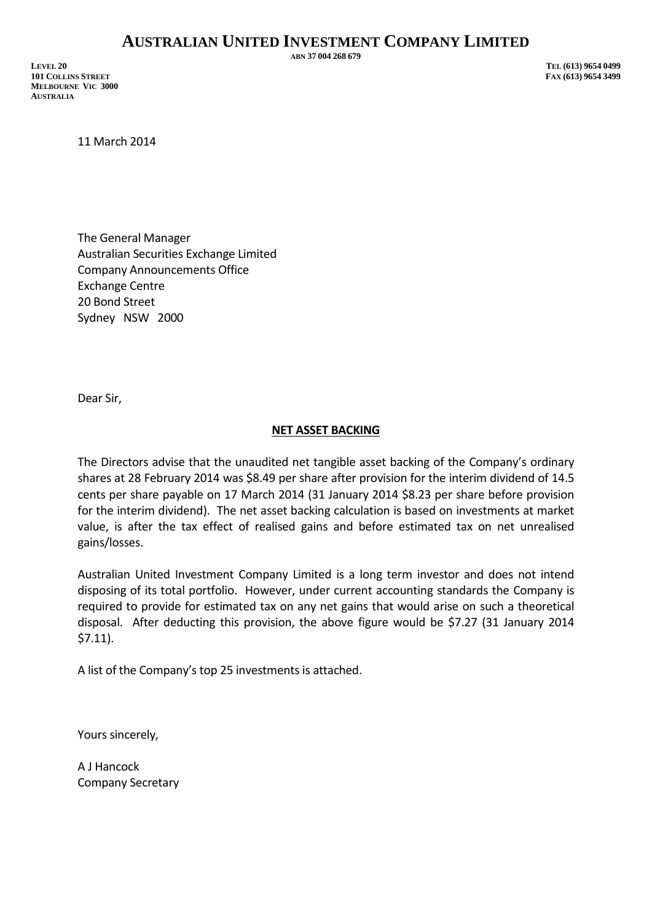# AUSTRALIAN UNITED INVESTMENT COMPANY LIMITED

ABN 37 004 268 679

LEVEL 20
101 COLLINS STREET
MELBOURNE VIC 3000
AUSTRALIA

TEL (613) 9654 0499
FAX (613) 9654 3499

11 March 2014

The General Manager
Australian Securities Exchange Limited
Company Announcements Office
Exchange Centre
20 Bond Street
Sydney NSW 2000

Dear Sir,

**NET ASSET BACKING**

The Directors advise that the unaudited net tangible asset backing of the Company's ordinary shares at 28 February 2014 was $8.49 per share after provision for the interim dividend of 14.5 cents per share payable on 17 March 2014 (31 January 2014 $8.23 per share before provision for the interim dividend). The net asset backing calculation is based on investments at market value, is after the tax effect of realised gains and before estimated tax on net unrealised gains/losses.

Australian United Investment Company Limited is a long term investor and does not intend disposing of its total portfolio. However, under current accounting standards the Company is required to provide for estimated tax on any net gains that would arise on such a theoretical disposal. After deducting this provision, the above figure would be $7.27 (31 January 2014 $7.11).

A list of the Company's top 25 investments is attached.

Yours sincerely,

A J Hancock
Company Secretary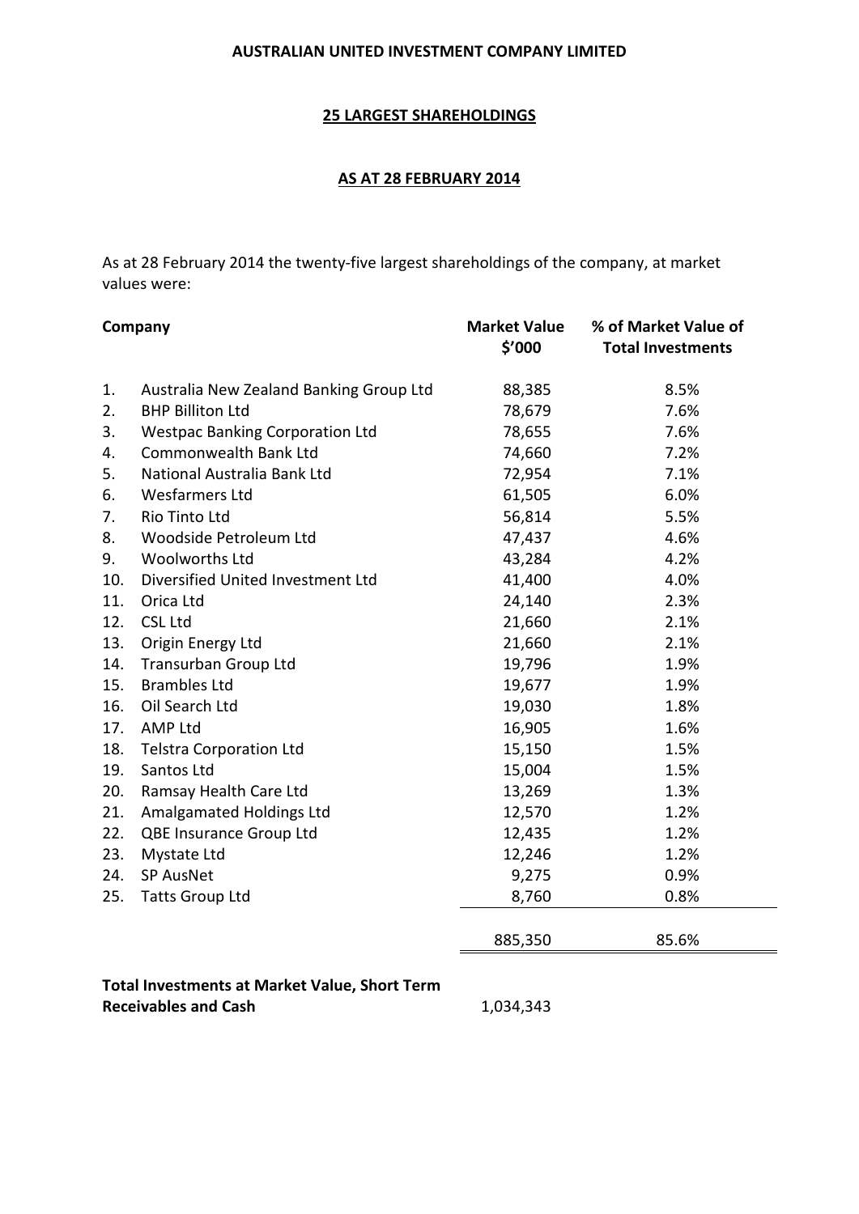**AUSTRALIAN UNITED INVESTMENT COMPANY LIMITED**

## 25 LARGEST SHAREHOLDINGS

## AS AT 28 FEBRUARY 2014

As at 28 February 2014 the twenty-five largest shareholdings of the company, at market values were:

| | Company | Market Value $'000 | % of Market Value of Total Investments |
|---|---|---|---|
| 1. | Australia New Zealand Banking Group Ltd | 88,385 | 8.5% |
| 2. | BHP Billiton Ltd | 78,679 | 7.6% |
| 3. | Westpac Banking Corporation Ltd | 78,655 | 7.6% |
| 4. | Commonwealth Bank Ltd | 74,660 | 7.2% |
| 5. | National Australia Bank Ltd | 72,954 | 7.1% |
| 6. | Wesfarmers Ltd | 61,505 | 6.0% |
| 7. | Rio Tinto Ltd | 56,814 | 5.5% |
| 8. | Woodside Petroleum Ltd | 47,437 | 4.6% |
| 9. | Woolworths Ltd | 43,284 | 4.2% |
| 10. | Diversified United Investment Ltd | 41,400 | 4.0% |
| 11. | Orica Ltd | 24,140 | 2.3% |
| 12. | CSL Ltd | 21,660 | 2.1% |
| 13. | Origin Energy Ltd | 21,660 | 2.1% |
| 14. | Transurban Group Ltd | 19,796 | 1.9% |
| 15. | Brambles Ltd | 19,677 | 1.9% |
| 16. | Oil Search Ltd | 19,030 | 1.8% |
| 17. | AMP Ltd | 16,905 | 1.6% |
| 18. | Telstra Corporation Ltd | 15,150 | 1.5% |
| 19. | Santos Ltd | 15,004 | 1.5% |
| 20. | Ramsay Health Care Ltd | 13,269 | 1.3% |
| 21. | Amalgamated Holdings Ltd | 12,570 | 1.2% |
| 22. | QBE Insurance Group Ltd | 12,435 | 1.2% |
| 23. | Mystate Ltd | 12,246 | 1.2% |
| 24. | SP AusNet | 9,275 | 0.9% |
| 25. | Tatts Group Ltd | 8,760 | 0.8% |
| | | 885,350 | 85.6% |
| | **Total Investments at Market Value, Short Term Receivables and Cash** | 1,034,343 | |